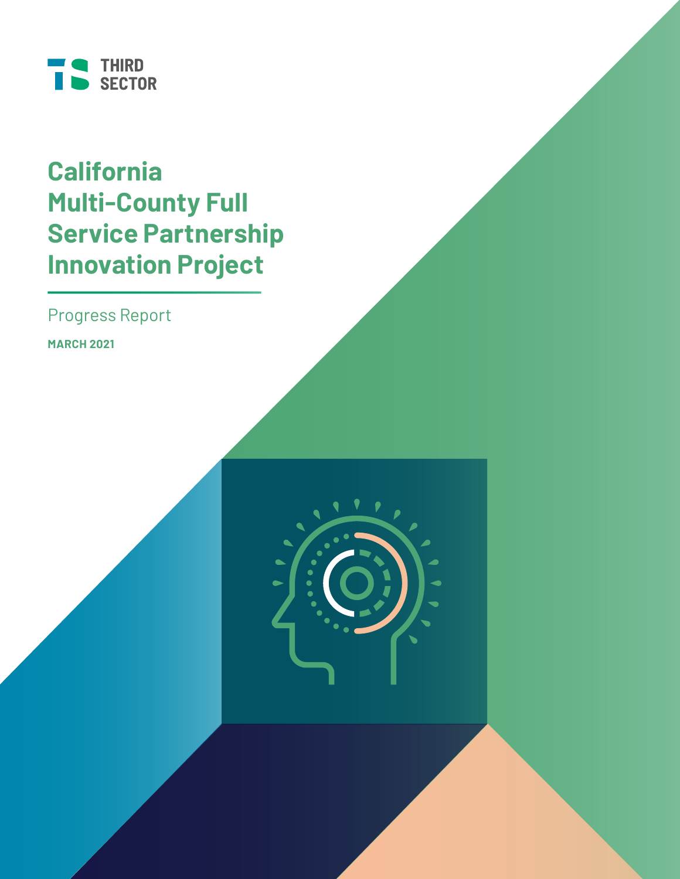THIRD SECTOR

# California Multi-County Full Service Partnership Innovation Project

Progress Report

**MARCH 2021**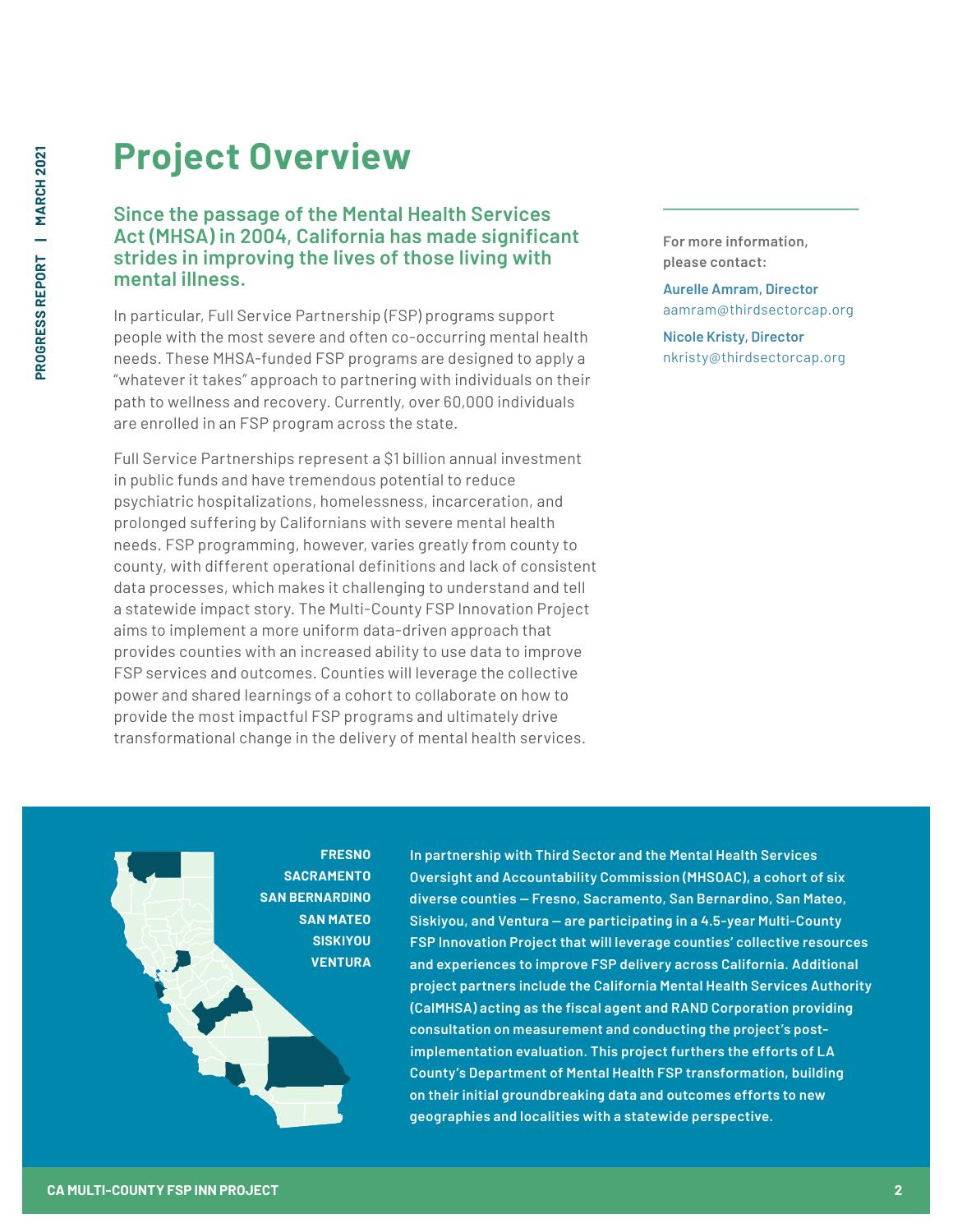# Project Overview

## Since the passage of the Mental Health Services Act (MHSA) in 2004, California has made significant strides in improving the lives of those living with mental illness.

In particular, Full Service Partnership (FSP) programs support people with the most severe and often co-occurring mental health needs. These MHSA-funded FSP programs are designed to apply a "whatever it takes" approach to partnering with individuals on their path to wellness and recovery. Currently, over 60,000 individuals are enrolled in an FSP program across the state.

Full Service Partnerships represent a $1 billion annual investment in public funds and have tremendous potential to reduce psychiatric hospitalizations, homelessness, incarceration, and prolonged suffering by Californians with severe mental health needs. FSP programming, however, varies greatly from county to county, with different operational definitions and lack of consistent data processes, which makes it challenging to understand and tell a statewide impact story. The Multi-County FSP Innovation Project aims to implement a more uniform data-driven approach that provides counties with an increased ability to use data to improve FSP services and outcomes. Counties will leverage the collective power and shared learnings of a cohort to collaborate on how to provide the most impactful FSP programs and ultimately drive transformational change in the delivery of mental health services.

For more information, please contact:

**Aurelle Amram, Director**
aamram@thirdsectorcap.org

**Nicole Kristy, Director**
nkristy@thirdsectorcap.org

**FRESNO**
**SACRAMENTO**
**SAN BERNARDINO**
**SAN MATEO**
**SISKIYOU**
**VENTURA**

**In partnership with Third Sector and the Mental Health Services Oversight and Accountability Commission (MHSOAC), a cohort of six diverse counties — Fresno, Sacramento, San Bernardino, San Mateo, Siskiyou, and Ventura — are participating in a 4.5-year Multi-County FSP Innovation Project that will leverage counties' collective resources and experiences to improve FSP delivery across California. Additional project partners include the California Mental Health Services Authority (CalMHSA) acting as the fiscal agent and RAND Corporation providing consultation on measurement and conducting the project's post-implementation evaluation. This project furthers the efforts of LA County's Department of Mental Health FSP transformation, building on their initial groundbreaking data and outcomes efforts to new geographies and localities with a statewide perspective.**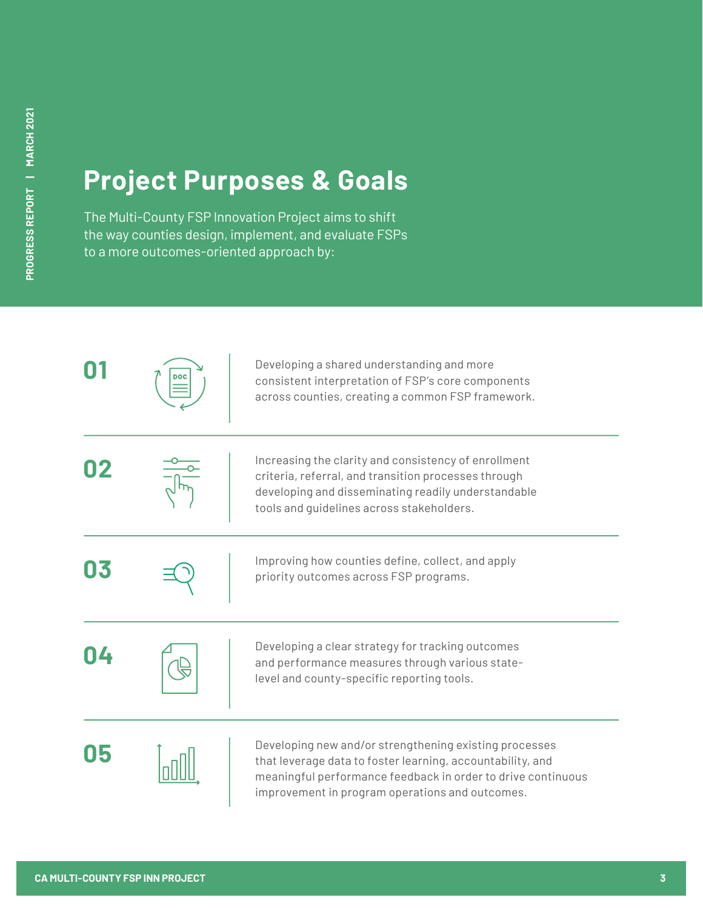# Project Purposes & Goals

The Multi-County FSP Innovation Project aims to shift the way counties design, implement, and evaluate FSPs to a more outcomes-oriented approach by:

**01** Developing a shared understanding and more consistent interpretation of FSP's core components across counties, creating a common FSP framework.

**02** Increasing the clarity and consistency of enrollment criteria, referral, and transition processes through developing and disseminating readily understandable tools and guidelines across stakeholders.

**03** Improving how counties define, collect, and apply priority outcomes across FSP programs.

**04** Developing a clear strategy for tracking outcomes and performance measures through various state-level and county-specific reporting tools.

**05** Developing new and/or strengthening existing processes that leverage data to foster learning, accountability, and meaningful performance feedback in order to drive continuous improvement in program operations and outcomes.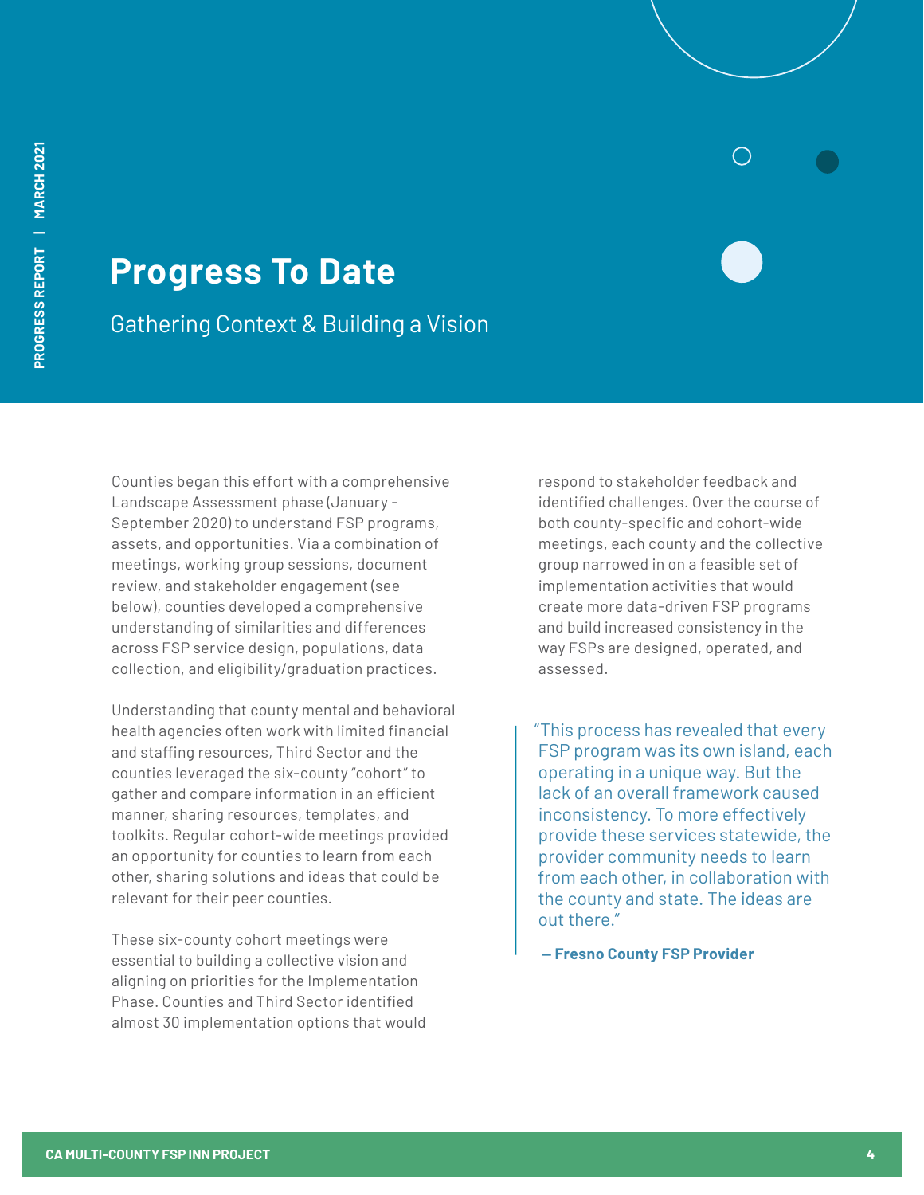# Progress To Date

## Gathering Context & Building a Vision

Counties began this effort with a comprehensive Landscape Assessment phase (January - September 2020) to understand FSP programs, assets, and opportunities. Via a combination of meetings, working group sessions, document review, and stakeholder engagement (see below), counties developed a comprehensive understanding of similarities and differences across FSP service design, populations, data collection, and eligibility/graduation practices.

Understanding that county mental and behavioral health agencies often work with limited financial and staffing resources, Third Sector and the counties leveraged the six-county "cohort" to gather and compare information in an efficient manner, sharing resources, templates, and toolkits. Regular cohort-wide meetings provided an opportunity for counties to learn from each other, sharing solutions and ideas that could be relevant for their peer counties.

These six-county cohort meetings were essential to building a collective vision and aligning on priorities for the Implementation Phase. Counties and Third Sector identified almost 30 implementation options that would respond to stakeholder feedback and identified challenges. Over the course of both county-specific and cohort-wide meetings, each county and the collective group narrowed in on a feasible set of implementation activities that would create more data-driven FSP programs and build increased consistency in the way FSPs are designed, operated, and assessed.

> "This process has revealed that every FSP program was its own island, each operating in a unique way. But the lack of an overall framework caused inconsistency. To more effectively provide these services statewide, the provider community needs to learn from each other, in collaboration with the county and state. The ideas are out there."
>
> **— Fresno County FSP Provider**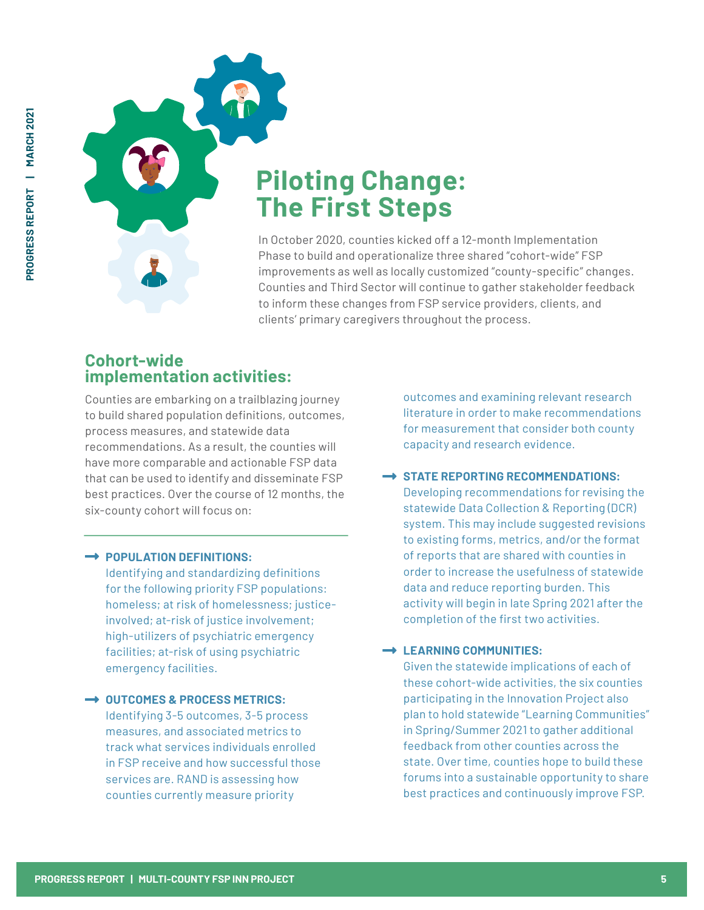# Piloting Change: The First Steps

In October 2020, counties kicked off a 12-month Implementation Phase to build and operationalize three shared "cohort-wide" FSP improvements as well as locally customized "county-specific" changes. Counties and Third Sector will continue to gather stakeholder feedback to inform these changes from FSP service providers, clients, and clients' primary caregivers throughout the process.

## Cohort-wide implementation activities:

Counties are embarking on a trailblazing journey to build shared population definitions, outcomes, process measures, and statewide data recommendations. As a result, the counties will have more comparable and actionable FSP data that can be used to identify and disseminate FSP best practices. Over the course of 12 months, the six-county cohort will focus on:

→ **POPULATION DEFINITIONS:**
Identifying and standardizing definitions for the following priority FSP populations: homeless; at risk of homelessness; justice-involved; at-risk of justice involvement; high-utilizers of psychiatric emergency facilities; at-risk of using psychiatric emergency facilities.

→ **OUTCOMES & PROCESS METRICS:**
Identifying 3-5 outcomes, 3-5 process measures, and associated metrics to track what services individuals enrolled in FSP receive and how successful those services are. RAND is assessing how counties currently measure priority outcomes and examining relevant research literature in order to make recommendations for measurement that consider both county capacity and research evidence.

→ **STATE REPORTING RECOMMENDATIONS:**
Developing recommendations for revising the statewide Data Collection & Reporting (DCR) system. This may include suggested revisions to existing forms, metrics, and/or the format of reports that are shared with counties in order to increase the usefulness of statewide data and reduce reporting burden. This activity will begin in late Spring 2021 after the completion of the first two activities.

→ **LEARNING COMMUNITIES:**
Given the statewide implications of each of these cohort-wide activities, the six counties participating in the Innovation Project also plan to hold statewide "Learning Communities" in Spring/Summer 2021 to gather additional feedback from other counties across the state. Over time, counties hope to build these forums into a sustainable opportunity to share best practices and continuously improve FSP.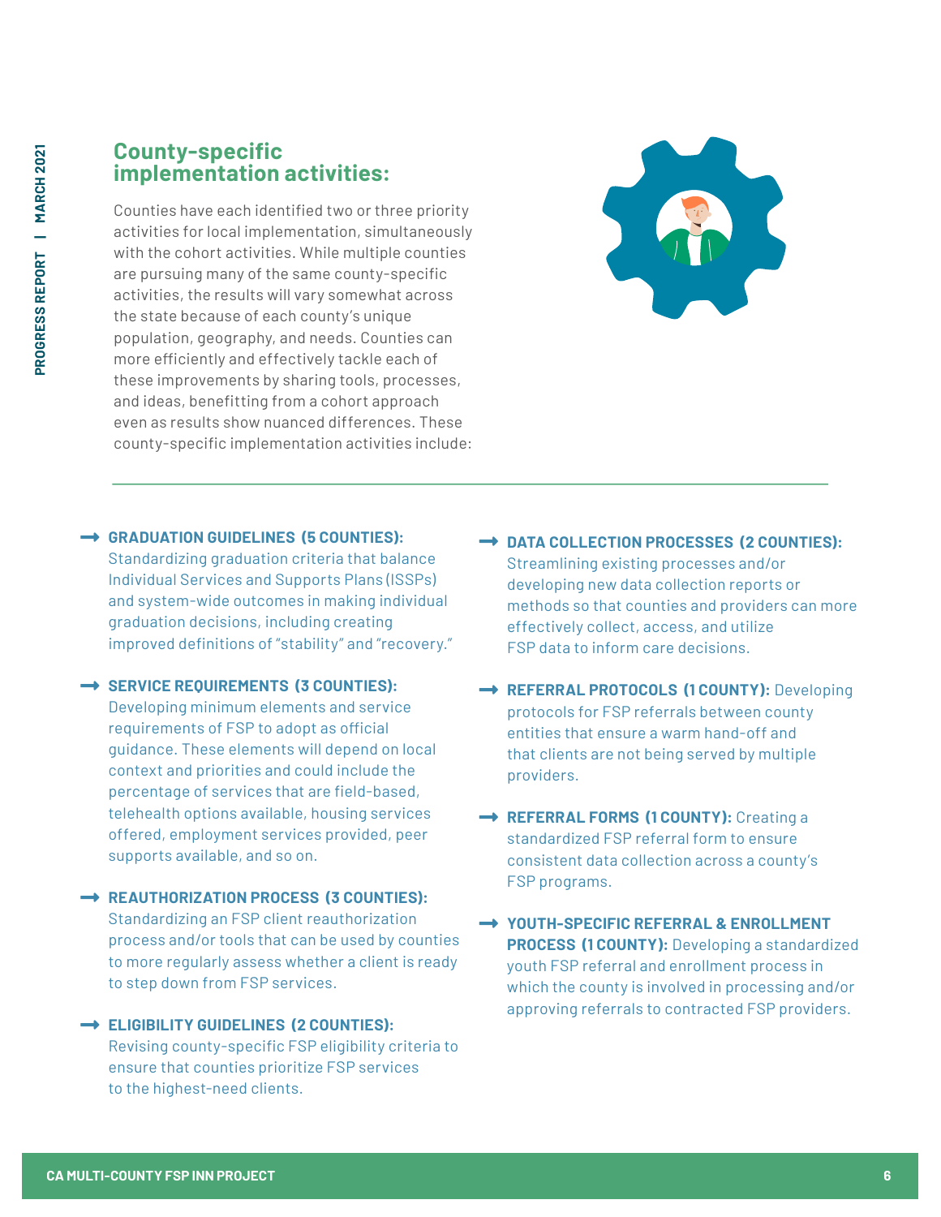## County-specific implementation activities:

Counties have each identified two or three priority activities for local implementation, simultaneously with the cohort activities. While multiple counties are pursuing many of the same county-specific activities, the results will vary somewhat across the state because of each county's unique population, geography, and needs. Counties can more efficiently and effectively tackle each of these improvements by sharing tools, processes, and ideas, benefitting from a cohort approach even as results show nuanced differences. These county-specific implementation activities include:

- **GRADUATION GUIDELINES (5 COUNTIES):** Standardizing graduation criteria that balance Individual Services and Supports Plans (ISSPs) and system-wide outcomes in making individual graduation decisions, including creating improved definitions of "stability" and "recovery."

- **SERVICE REQUIREMENTS (3 COUNTIES):** Developing minimum elements and service requirements of FSP to adopt as official guidance. These elements will depend on local context and priorities and could include the percentage of services that are field-based, telehealth options available, housing services offered, employment services provided, peer supports available, and so on.

- **REAUTHORIZATION PROCESS (3 COUNTIES):** Standardizing an FSP client reauthorization process and/or tools that can be used by counties to more regularly assess whether a client is ready to step down from FSP services.

- **ELIGIBILITY GUIDELINES (2 COUNTIES):** Revising county-specific FSP eligibility criteria to ensure that counties prioritize FSP services to the highest-need clients.

- **DATA COLLECTION PROCESSES (2 COUNTIES):** Streamlining existing processes and/or developing new data collection reports or methods so that counties and providers can more effectively collect, access, and utilize FSP data to inform care decisions.

- **REFERRAL PROTOCOLS (1 COUNTY):** Developing protocols for FSP referrals between county entities that ensure a warm hand-off and that clients are not being served by multiple providers.

- **REFERRAL FORMS (1 COUNTY):** Creating a standardized FSP referral form to ensure consistent data collection across a county's FSP programs.

- **YOUTH-SPECIFIC REFERRAL & ENROLLMENT PROCESS (1 COUNTY):** Developing a standardized youth FSP referral and enrollment process in which the county is involved in processing and/or approving referrals to contracted FSP providers.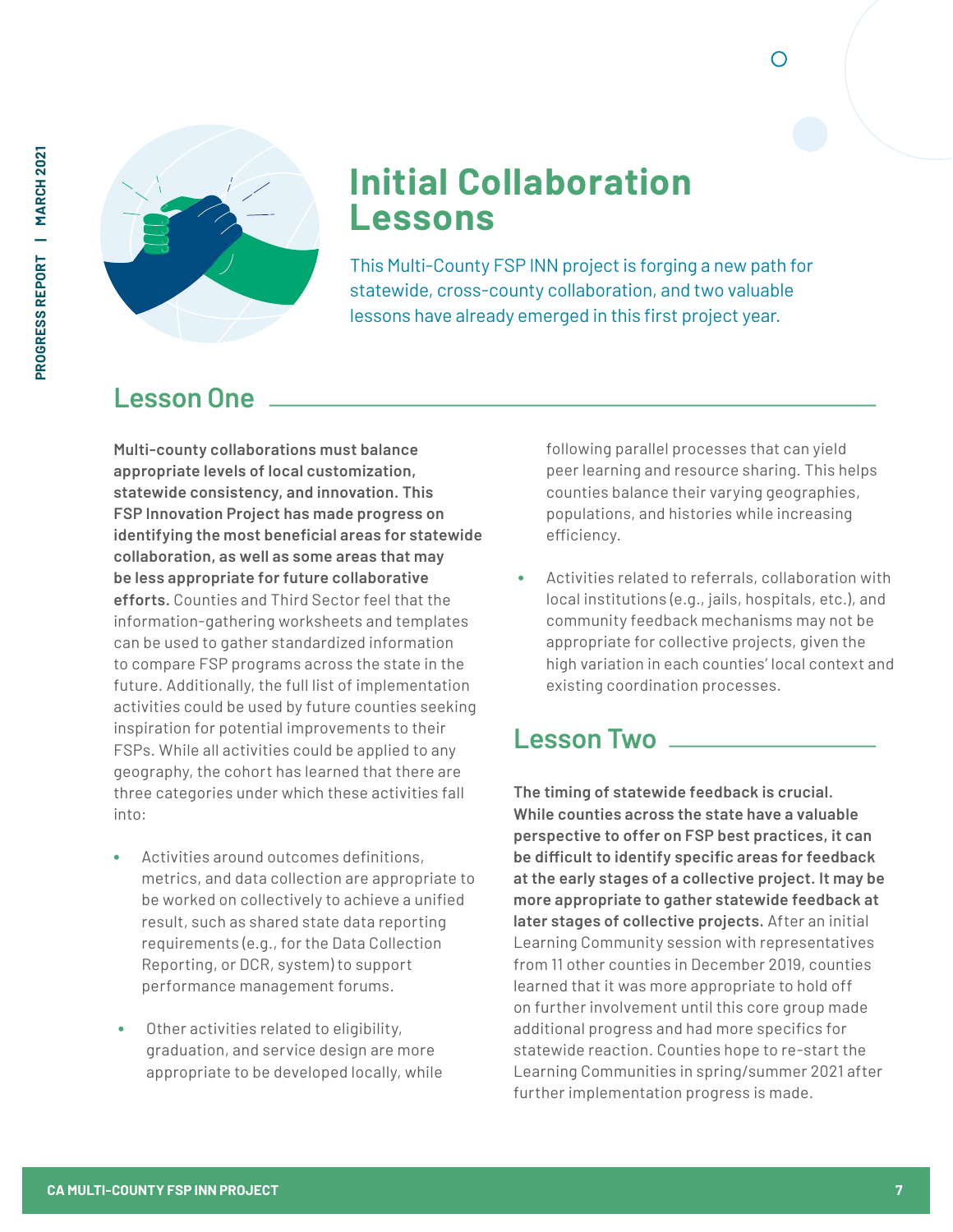# Initial Collaboration Lessons

This Multi-County FSP INN project is forging a new path for statewide, cross-county collaboration, and two valuable lessons have already emerged in this first project year.

## Lesson One

**Multi-county collaborations must balance appropriate levels of local customization, statewide consistency, and innovation. This FSP Innovation Project has made progress on identifying the most beneficial areas for statewide collaboration, as well as some areas that may be less appropriate for future collaborative efforts.** Counties and Third Sector feel that the information-gathering worksheets and templates can be used to gather standardized information to compare FSP programs across the state in the future. Additionally, the full list of implementation activities could be used by future counties seeking inspiration for potential improvements to their FSPs. While all activities could be applied to any geography, the cohort has learned that there are three categories under which these activities fall into:

- Activities around outcomes definitions, metrics, and data collection are appropriate to be worked on collectively to achieve a unified result, such as shared state data reporting requirements (e.g., for the Data Collection Reporting, or DCR, system) to support performance management forums.
- Other activities related to eligibility, graduation, and service design are more appropriate to be developed locally, while following parallel processes that can yield peer learning and resource sharing. This helps counties balance their varying geographies, populations, and histories while increasing efficiency.
- Activities related to referrals, collaboration with local institutions (e.g., jails, hospitals, etc.), and community feedback mechanisms may not be appropriate for collective projects, given the high variation in each counties' local context and existing coordination processes.

## Lesson Two

**The timing of statewide feedback is crucial. While counties across the state have a valuable perspective to offer on FSP best practices, it can be difficult to identify specific areas for feedback at the early stages of a collective project. It may be more appropriate to gather statewide feedback at later stages of collective projects.** After an initial Learning Community session with representatives from 11 other counties in December 2019, counties learned that it was more appropriate to hold off on further involvement until this core group made additional progress and had more specifics for statewide reaction. Counties hope to re-start the Learning Communities in spring/summer 2021 after further implementation progress is made.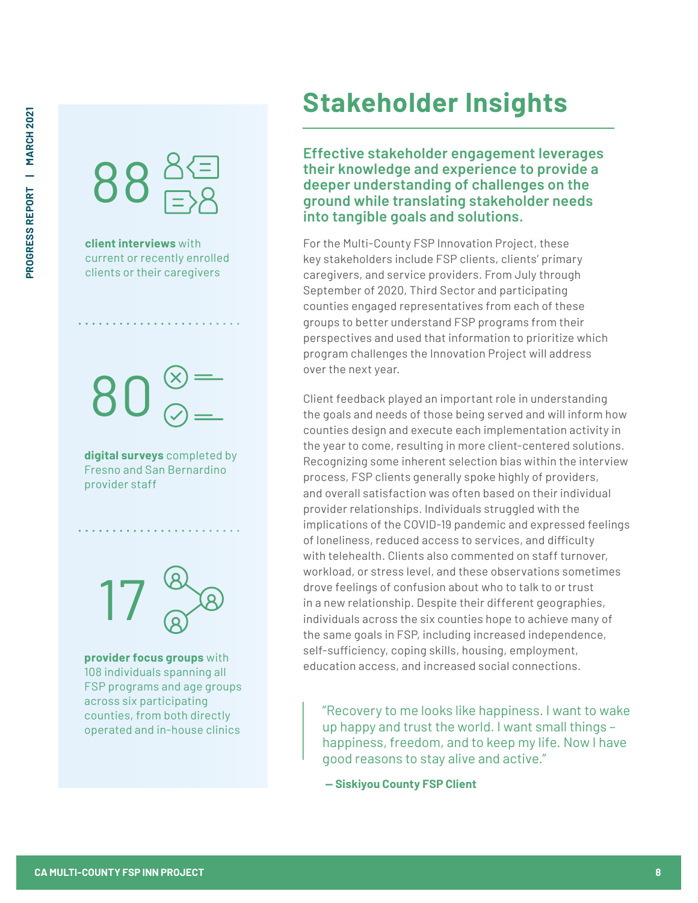# Stakeholder Insights

**Effective stakeholder engagement leverages their knowledge and experience to provide a deeper understanding of challenges on the ground while translating stakeholder needs into tangible goals and solutions.**

For the Multi-County FSP Innovation Project, these key stakeholders include FSP clients, clients' primary caregivers, and service providers. From July through September of 2020, Third Sector and participating counties engaged representatives from each of these groups to better understand FSP programs from their perspectives and used that information to prioritize which program challenges the Innovation Project will address over the next year.

Client feedback played an important role in understanding the goals and needs of those being served and will inform how counties design and execute each implementation activity in the year to come, resulting in more client-centered solutions. Recognizing some inherent selection bias within the interview process, FSP clients generally spoke highly of providers, and overall satisfaction was often based on their individual provider relationships. Individuals struggled with the implications of the COVID-19 pandemic and expressed feelings of loneliness, reduced access to services, and difficulty with telehealth. Clients also commented on staff turnover, workload, or stress level, and these observations sometimes drove feelings of confusion about who to talk to or trust in a new relationship. Despite their different geographies, individuals across the six counties hope to achieve many of the same goals in FSP, including increased independence, self-sufficiency, coping skills, housing, employment, education access, and increased social connections.

> "Recovery to me looks like happiness. I want to wake up happy and trust the world. I want small things – happiness, freedom, and to keep my life. Now I have good reasons to stay alive and active."
>
> **— Siskiyou County FSP Client**

**88**

**client interviews** with current or recently enrolled clients or their caregivers

**80**

**digital surveys** completed by Fresno and San Bernardino provider staff

**17**

**provider focus groups** with 108 individuals spanning all FSP programs and age groups across six participating counties, from both directly operated and in-house clinics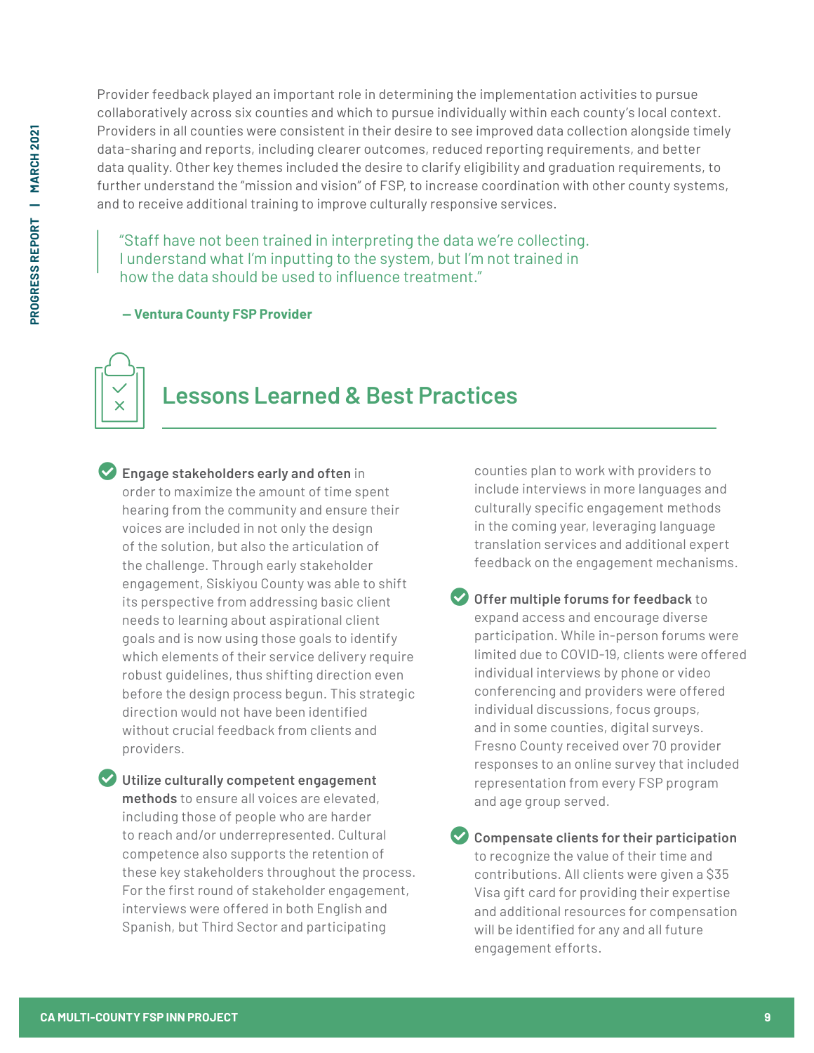Provider feedback played an important role in determining the implementation activities to pursue collaboratively across six counties and which to pursue individually within each county's local context. Providers in all counties were consistent in their desire to see improved data collection alongside timely data-sharing and reports, including clearer outcomes, reduced reporting requirements, and better data quality. Other key themes included the desire to clarify eligibility and graduation requirements, to further understand the "mission and vision" of FSP, to increase coordination with other county systems, and to receive additional training to improve culturally responsive services.

> "Staff have not been trained in interpreting the data we're collecting. I understand what I'm inputting to the system, but I'm not trained in how the data should be used to influence treatment."
>
> **— Ventura County FSP Provider**

## Lessons Learned & Best Practices

- **Engage stakeholders early and often** in order to maximize the amount of time spent hearing from the community and ensure their voices are included in not only the design of the solution, but also the articulation of the challenge. Through early stakeholder engagement, Siskiyou County was able to shift its perspective from addressing basic client needs to learning about aspirational client goals and is now using those goals to identify which elements of their service delivery require robust guidelines, thus shifting direction even before the design process begun. This strategic direction would not have been identified without crucial feedback from clients and providers.

- **Utilize culturally competent engagement methods** to ensure all voices are elevated, including those of people who are harder to reach and/or underrepresented. Cultural competence also supports the retention of these key stakeholders throughout the process. For the first round of stakeholder engagement, interviews were offered in both English and Spanish, but Third Sector and participating counties plan to work with providers to include interviews in more languages and culturally specific engagement methods in the coming year, leveraging language translation services and additional expert feedback on the engagement mechanisms.

- **Offer multiple forums for feedback** to expand access and encourage diverse participation. While in-person forums were limited due to COVID-19, clients were offered individual interviews by phone or video conferencing and providers were offered individual discussions, focus groups, and in some counties, digital surveys. Fresno County received over 70 provider responses to an online survey that included representation from every FSP program and age group served.

- **Compensate clients for their participation** to recognize the value of their time and contributions. All clients were given a $35 Visa gift card for providing their expertise and additional resources for compensation will be identified for any and all future engagement efforts.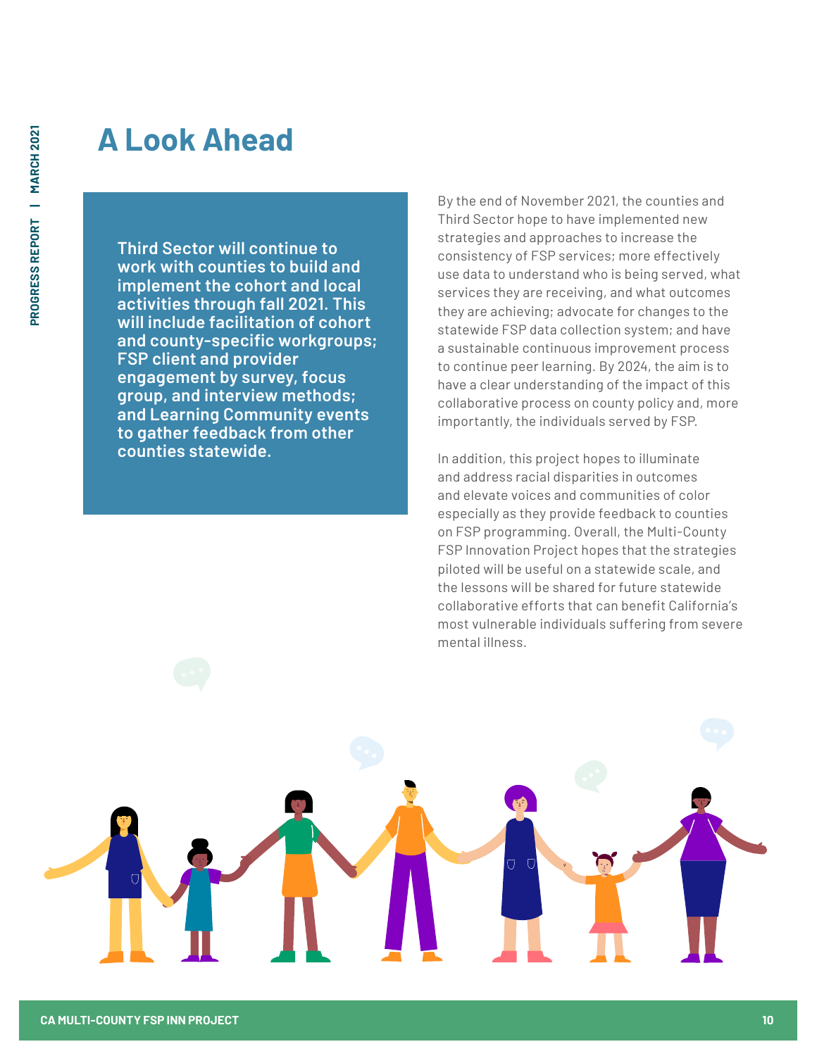# A Look Ahead

**Third Sector will continue to work with counties to build and implement the cohort and local activities through fall 2021. This will include facilitation of cohort and county-specific workgroups; FSP client and provider engagement by survey, focus group, and interview methods; and Learning Community events to gather feedback from other counties statewide.**

By the end of November 2021, the counties and Third Sector hope to have implemented new strategies and approaches to increase the consistency of FSP services; more effectively use data to understand who is being served, what services they are receiving, and what outcomes they are achieving; advocate for changes to the statewide FSP data collection system; and have a sustainable continuous improvement process to continue peer learning. By 2024, the aim is to have a clear understanding of the impact of this collaborative process on county policy and, more importantly, the individuals served by FSP.

In addition, this project hopes to illuminate and address racial disparities in outcomes and elevate voices and communities of color especially as they provide feedback to counties on FSP programming. Overall, the Multi-County FSP Innovation Project hopes that the strategies piloted will be useful on a statewide scale, and the lessons will be shared for future statewide collaborative efforts that can benefit California's most vulnerable individuals suffering from severe mental illness.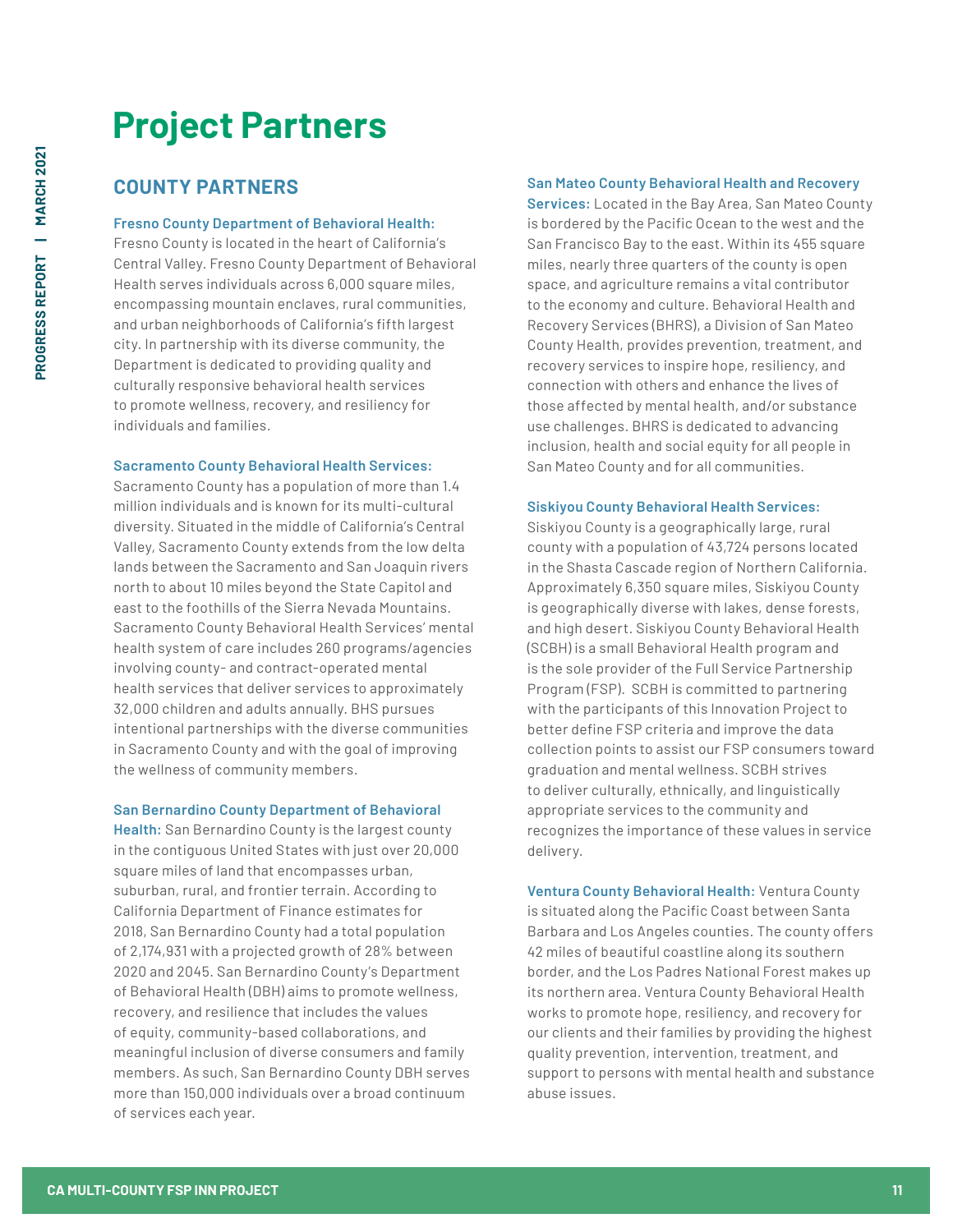# Project Partners

## COUNTY PARTNERS

**Fresno County Department of Behavioral Health:** Fresno County is located in the heart of California's Central Valley. Fresno County Department of Behavioral Health serves individuals across 6,000 square miles, encompassing mountain enclaves, rural communities, and urban neighborhoods of California's fifth largest city. In partnership with its diverse community, the Department is dedicated to providing quality and culturally responsive behavioral health services to promote wellness, recovery, and resiliency for individuals and families.

**Sacramento County Behavioral Health Services:** Sacramento County has a population of more than 1.4 million individuals and is known for its multi-cultural diversity. Situated in the middle of California's Central Valley, Sacramento County extends from the low delta lands between the Sacramento and San Joaquin rivers north to about 10 miles beyond the State Capitol and east to the foothills of the Sierra Nevada Mountains. Sacramento County Behavioral Health Services' mental health system of care includes 260 programs/agencies involving county- and contract-operated mental health services that deliver services to approximately 32,000 children and adults annually. BHS pursues intentional partnerships with the diverse communities in Sacramento County and with the goal of improving the wellness of community members.

**San Bernardino County Department of Behavioral Health:** San Bernardino County is the largest county in the contiguous United States with just over 20,000 square miles of land that encompasses urban, suburban, rural, and frontier terrain. According to California Department of Finance estimates for 2018, San Bernardino County had a total population of 2,174,931 with a projected growth of 28% between 2020 and 2045. San Bernardino County's Department of Behavioral Health (DBH) aims to promote wellness, recovery, and resilience that includes the values of equity, community-based collaborations, and meaningful inclusion of diverse consumers and family members. As such, San Bernardino County DBH serves more than 150,000 individuals over a broad continuum of services each year.

**San Mateo County Behavioral Health and Recovery Services:** Located in the Bay Area, San Mateo County is bordered by the Pacific Ocean to the west and the San Francisco Bay to the east. Within its 455 square miles, nearly three quarters of the county is open space, and agriculture remains a vital contributor to the economy and culture. Behavioral Health and Recovery Services (BHRS), a Division of San Mateo County Health, provides prevention, treatment, and recovery services to inspire hope, resiliency, and connection with others and enhance the lives of those affected by mental health, and/or substance use challenges. BHRS is dedicated to advancing inclusion, health and social equity for all people in San Mateo County and for all communities.

**Siskiyou County Behavioral Health Services:** Siskiyou County is a geographically large, rural county with a population of 43,724 persons located in the Shasta Cascade region of Northern California. Approximately 6,350 square miles, Siskiyou County is geographically diverse with lakes, dense forests, and high desert. Siskiyou County Behavioral Health (SCBH) is a small Behavioral Health program and is the sole provider of the Full Service Partnership Program (FSP). SCBH is committed to partnering with the participants of this Innovation Project to better define FSP criteria and improve the data collection points to assist our FSP consumers toward graduation and mental wellness. SCBH strives to deliver culturally, ethnically, and linguistically appropriate services to the community and recognizes the importance of these values in service delivery.

**Ventura County Behavioral Health:** Ventura County is situated along the Pacific Coast between Santa Barbara and Los Angeles counties. The county offers 42 miles of beautiful coastline along its southern border, and the Los Padres National Forest makes up its northern area. Ventura County Behavioral Health works to promote hope, resiliency, and recovery for our clients and their families by providing the highest quality prevention, intervention, treatment, and support to persons with mental health and substance abuse issues.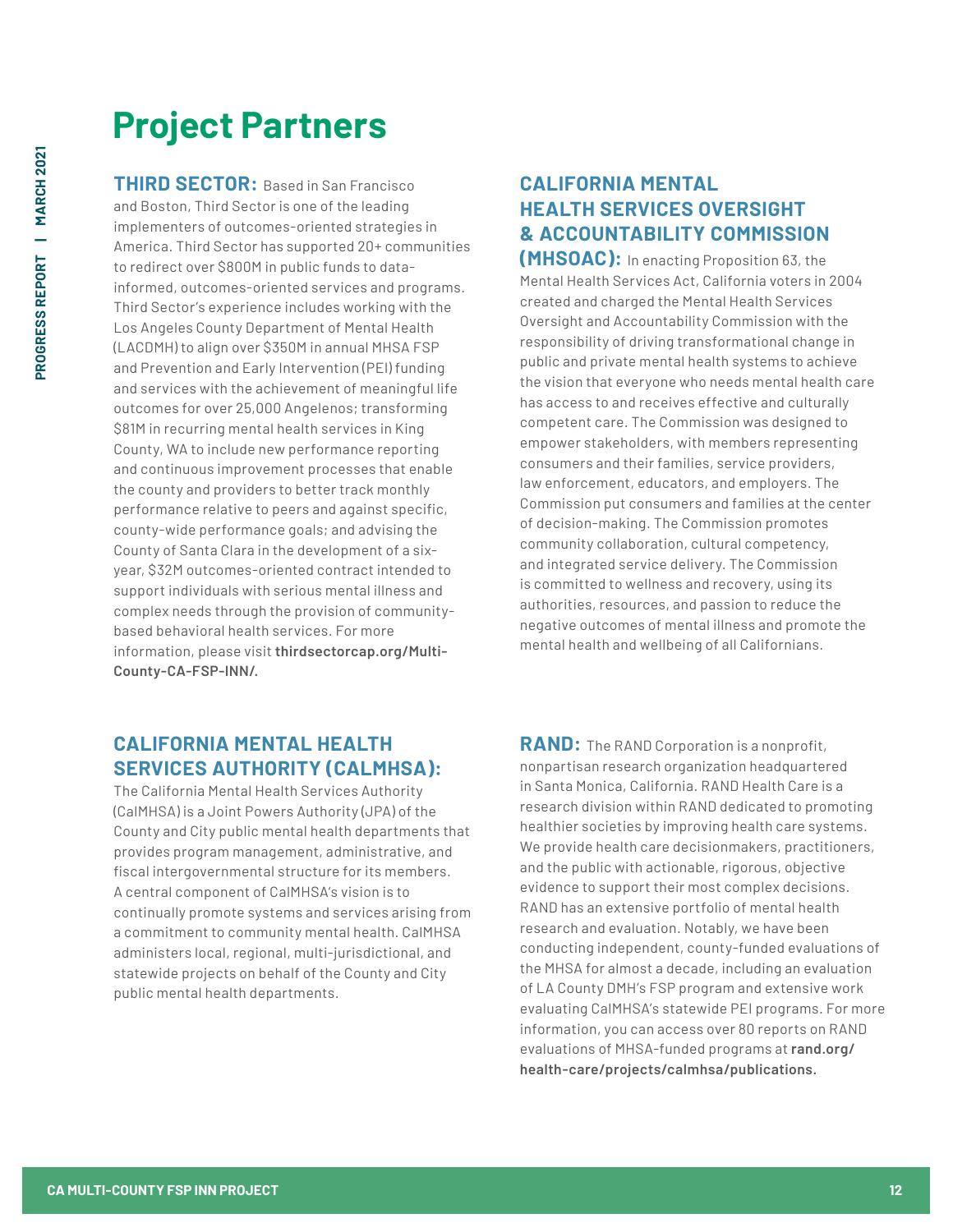# Project Partners

**THIRD SECTOR:** Based in San Francisco and Boston, Third Sector is one of the leading implementers of outcomes-oriented strategies in America. Third Sector has supported 20+ communities to redirect over $800M in public funds to data-informed, outcomes-oriented services and programs. Third Sector's experience includes working with the Los Angeles County Department of Mental Health (LACDMH) to align over $350M in annual MHSA FSP and Prevention and Early Intervention (PEI) funding and services with the achievement of meaningful life outcomes for over 25,000 Angelenos; transforming $81M in recurring mental health services in King County, WA to include new performance reporting and continuous improvement processes that enable the county and providers to better track monthly performance relative to peers and against specific, county-wide performance goals; and advising the County of Santa Clara in the development of a six-year, $32M outcomes-oriented contract intended to support individuals with serious mental illness and complex needs through the provision of community-based behavioral health services. For more information, please visit **thirdsectorcap.org/Multi-County-CA-FSP-INN/.**

**CALIFORNIA MENTAL HEALTH SERVICES OVERSIGHT & ACCOUNTABILITY COMMISSION (MHSOAC):** In enacting Proposition 63, the Mental Health Services Act, California voters in 2004 created and charged the Mental Health Services Oversight and Accountability Commission with the responsibility of driving transformational change in public and private mental health systems to achieve the vision that everyone who needs mental health care has access to and receives effective and culturally competent care. The Commission was designed to empower stakeholders, with members representing consumers and their families, service providers, law enforcement, educators, and employers. The Commission put consumers and families at the center of decision-making. The Commission promotes community collaboration, cultural competency, and integrated service delivery. The Commission is committed to wellness and recovery, using its authorities, resources, and passion to reduce the negative outcomes of mental illness and promote the mental health and wellbeing of all Californians.

**CALIFORNIA MENTAL HEALTH SERVICES AUTHORITY (CALMHSA):**

The California Mental Health Services Authority (CalMHSA) is a Joint Powers Authority (JPA) of the County and City public mental health departments that provides program management, administrative, and fiscal intergovernmental structure for its members. A central component of CalMHSA's vision is to continually promote systems and services arising from a commitment to community mental health. CalMHSA administers local, regional, multi-jurisdictional, and statewide projects on behalf of the County and City public mental health departments.

**RAND:** The RAND Corporation is a nonprofit, nonpartisan research organization headquartered in Santa Monica, California. RAND Health Care is a research division within RAND dedicated to promoting healthier societies by improving health care systems. We provide health care decisionmakers, practitioners, and the public with actionable, rigorous, objective evidence to support their most complex decisions. RAND has an extensive portfolio of mental health research and evaluation. Notably, we have been conducting independent, county-funded evaluations of the MHSA for almost a decade, including an evaluation of LA County DMH's FSP program and extensive work evaluating CalMHSA's statewide PEI programs. For more information, you can access over 80 reports on RAND evaluations of MHSA-funded programs at **rand.org/health-care/projects/calmhsa/publications.**